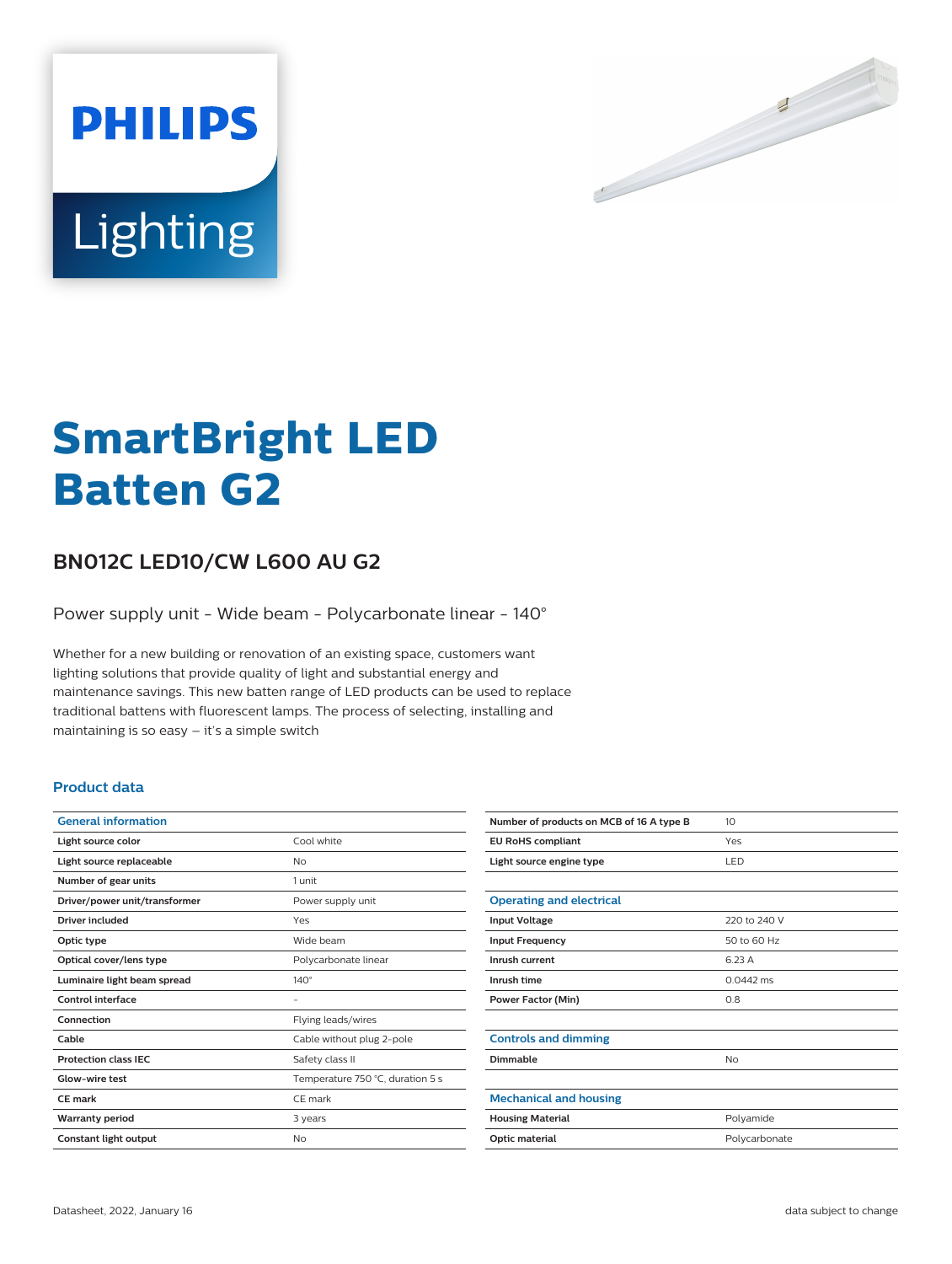PHILIPS

Lighting

# SmartBright LED Batten G2

## BN012C LED10/CW L600 AU G2

Power supply unit - Wide beam - Polycarbonate linear - 140°

Whether for a new building or renovation of an existing space, customers want lighting solutions that provide quality of light and substantial energy and maintenance savings. This new batten range of LED products can be used to replace traditional battens with fluorescent lamps. The process of selecting, installing and maintaining is so easy – it's a simple switch

### Product data

| General information | |
|---|---|
| Light source color | Cool white |
| Light source replaceable | No |
| Number of gear units | 1 unit |
| Driver/power unit/transformer | Power supply unit |
| Driver included | Yes |
| Optic type | Wide beam |
| Optical cover/lens type | Polycarbonate linear |
| Luminaire light beam spread | 140° |
| Control interface | - |
| Connection | Flying leads/wires |
| Cable | Cable without plug 2-pole |
| Protection class IEC | Safety class II |
| Glow-wire test | Temperature 750 °C, duration 5 s |
| CE mark | CE mark |
| Warranty period | 3 years |
| Constant light output | No |
| Number of products on MCB of 16 A type B | 10 |
| EU RoHS compliant | Yes |
| Light source engine type | LED |

| Operating and electrical | |
|---|---|
| Input Voltage | 220 to 240 V |
| Input Frequency | 50 to 60 Hz |
| Inrush current | 6.23 A |
| Inrush time | 0.0442 ms |
| Power Factor (Min) | 0.8 |

| Controls and dimming | |
|---|---|
| Dimmable | No |

| Mechanical and housing | |
|---|---|
| Housing Material | Polyamide |
| Optic material | Polycarbonate |

Datasheet, 2022, January 16

data subject to change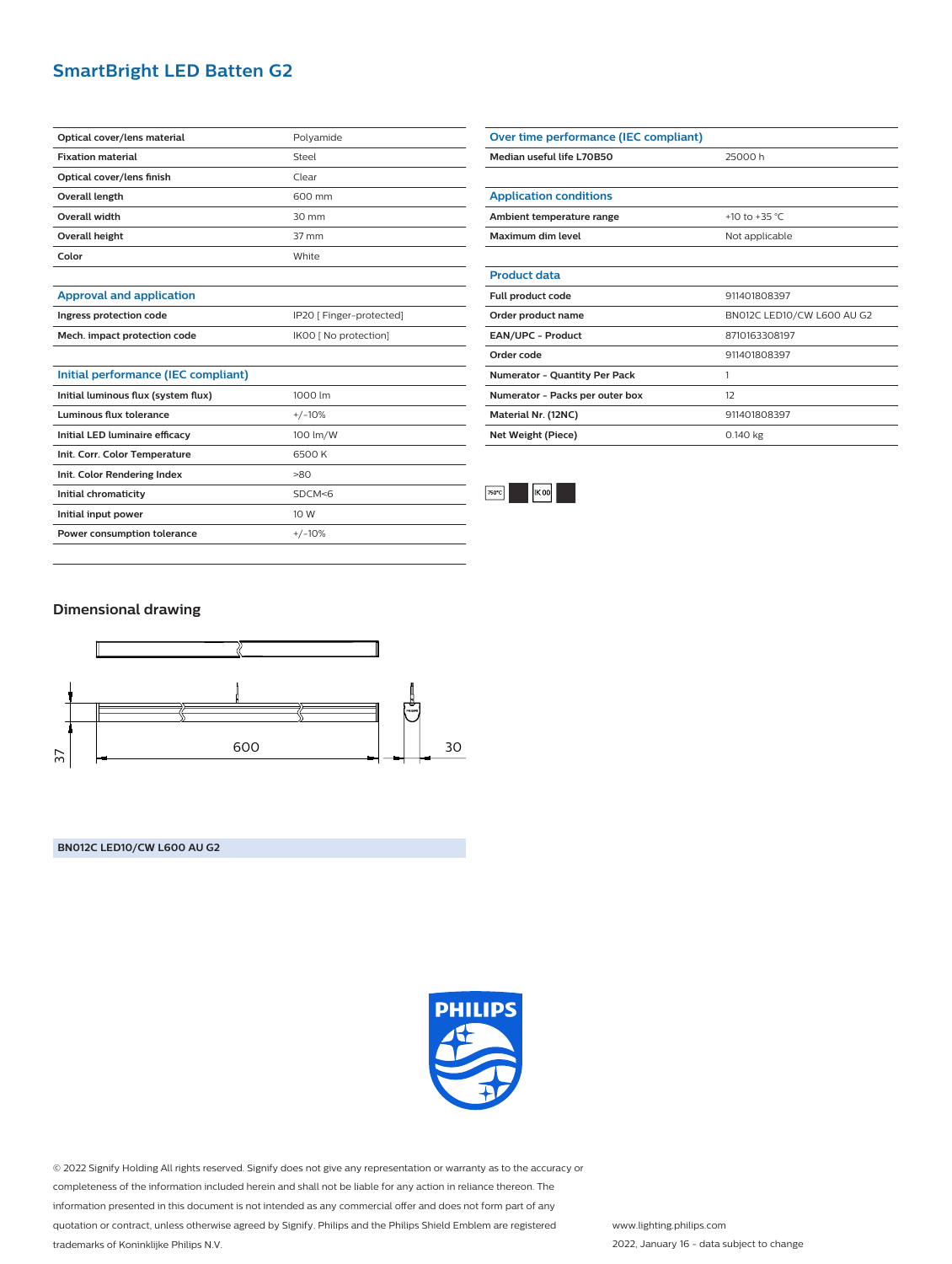# SmartBright LED Batten G2

| | |
|---|---|
| Optical cover/lens material | Polyamide |
| Fixation material | Steel |
| Optical cover/lens finish | Clear |
| Overall length | 600 mm |
| Overall width | 30 mm |
| Overall height | 37 mm |
| Color | White |

## Approval and application

| | |
|---|---|
| Ingress protection code | IP20 [ Finger-protected] |
| Mech. impact protection code | IK00 [ No protection] |

## Initial performance (IEC compliant)

| | |
|---|---|
| Initial luminous flux (system flux) | 1000 lm |
| Luminous flux tolerance | +/-10% |
| Initial LED luminaire efficacy | 100 lm/W |
| Init. Corr. Color Temperature | 6500 K |
| Init. Color Rendering Index | >80 |
| Initial chromaticity | SDCM<6 |
| Initial input power | 10 W |
| Power consumption tolerance | +/-10% |

## Over time performance (IEC compliant)

| | |
|---|---|
| Median useful life L70B50 | 25000 h |

## Application conditions

| | |
|---|---|
| Ambient temperature range | +10 to +35 °C |
| Maximum dim level | Not applicable |

## Product data

| | |
|---|---|
| Full product code | 911401808397 |
| Order product name | BN012C LED10/CW L600 AU G2 |
| EAN/UPC - Product | 8710163308197 |
| Order code | 911401808397 |
| Numerator - Quantity Per Pack | 1 |
| Numerator - Packs per outer box | 12 |
| Material Nr. (12NC) | 911401808397 |
| Net Weight (Piece) | 0.140 kg |

750°C IK00

## Dimensional drawing

37
600
30

**BN012C LED10/CW L600 AU G2**

© 2022 Signify Holding All rights reserved. Signify does not give any representation or warranty as to the accuracy or completeness of the information included herein and shall not be liable for any action in reliance thereon. The information presented in this document is not intended as any commercial offer and does not form part of any quotation or contract, unless otherwise agreed by Signify. Philips and the Philips Shield Emblem are registered trademarks of Koninklijke Philips N.V.

www.lighting.philips.com
2022, January 16 - data subject to change